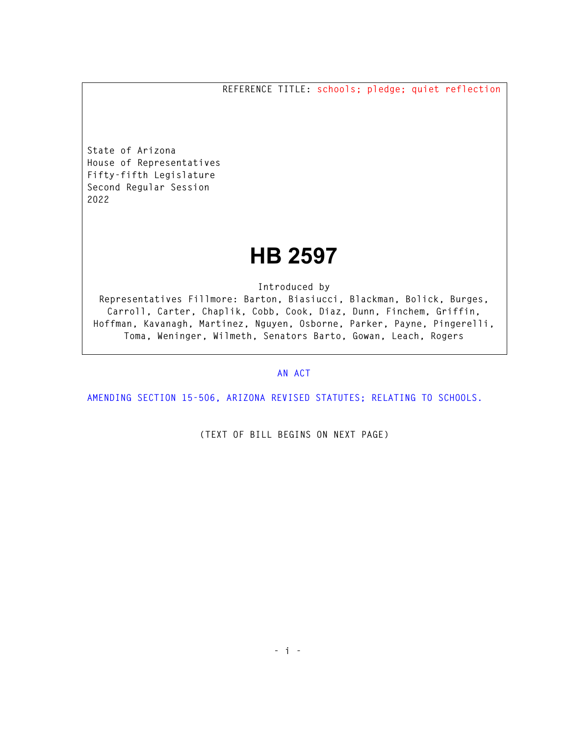REFERENCE TITLE: schools; pledge; quiet reflection

State of Arizona
House of Representatives
Fifty-fifth Legislature
Second Regular Session
2022

# HB 2597

Introduced by
Representatives Fillmore: Barton, Biasiucci, Blackman, Bolick, Burges, Carroll, Carter, Chaplik, Cobb, Cook, Diaz, Dunn, Finchem, Griffin, Hoffman, Kavanagh, Martinez, Nguyen, Osborne, Parker, Payne, Pingerelli, Toma, Weninger, Wilmeth, Senators Barto, Gowan, Leach, Rogers

AN ACT

AMENDING SECTION 15-506, ARIZONA REVISED STATUTES; RELATING TO SCHOOLS.

(TEXT OF BILL BEGINS ON NEXT PAGE)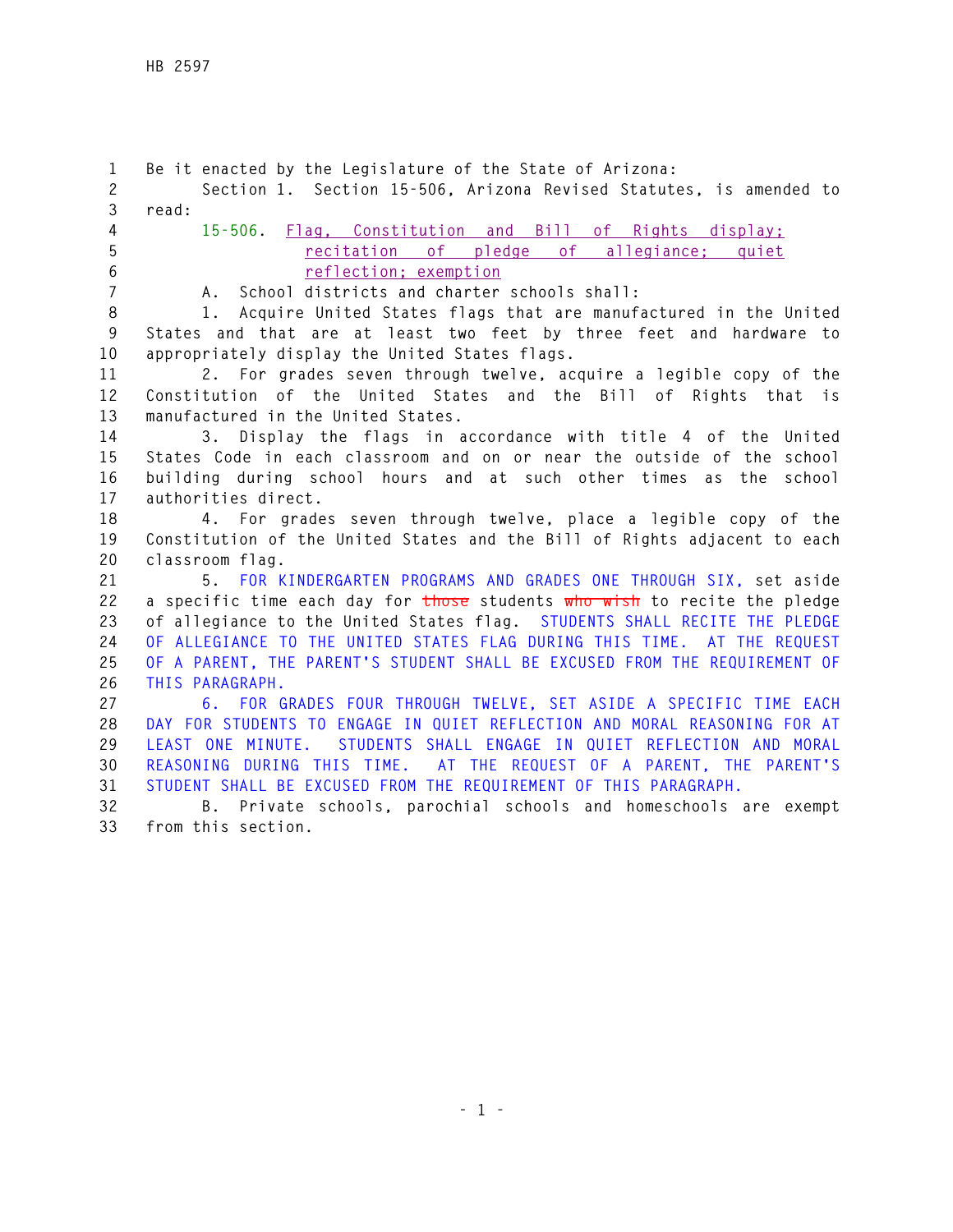Be it enacted by the Legislature of the State of Arizona:

Section 1. Section 15-506, Arizona Revised Statutes, is amended to read:

15-506. Flag, Constitution and Bill of Rights display; recitation of pledge of allegiance; quiet reflection; exemption

A. School districts and charter schools shall:

1. Acquire United States flags that are manufactured in the United States and that are at least two feet by three feet and hardware to appropriately display the United States flags.

2. For grades seven through twelve, acquire a legible copy of the Constitution of the United States and the Bill of Rights that is manufactured in the United States.

3. Display the flags in accordance with title 4 of the United States Code in each classroom and on or near the outside of the school building during school hours and at such other times as the school authorities direct.

4. For grades seven through twelve, place a legible copy of the Constitution of the United States and the Bill of Rights adjacent to each classroom flag.

5. FOR KINDERGARTEN PROGRAMS AND GRADES ONE THROUGH SIX, set aside a specific time each day for ~~those~~ students ~~who wish~~ to recite the pledge of allegiance to the United States flag. STUDENTS SHALL RECITE THE PLEDGE OF ALLEGIANCE TO THE UNITED STATES FLAG DURING THIS TIME. AT THE REQUEST OF A PARENT, THE PARENT'S STUDENT SHALL BE EXCUSED FROM THE REQUIREMENT OF THIS PARAGRAPH.

6. FOR GRADES FOUR THROUGH TWELVE, SET ASIDE A SPECIFIC TIME EACH DAY FOR STUDENTS TO ENGAGE IN QUIET REFLECTION AND MORAL REASONING FOR AT LEAST ONE MINUTE. STUDENTS SHALL ENGAGE IN QUIET REFLECTION AND MORAL REASONING DURING THIS TIME. AT THE REQUEST OF A PARENT, THE PARENT'S STUDENT SHALL BE EXCUSED FROM THE REQUIREMENT OF THIS PARAGRAPH.

B. Private schools, parochial schools and homeschools are exempt from this section.